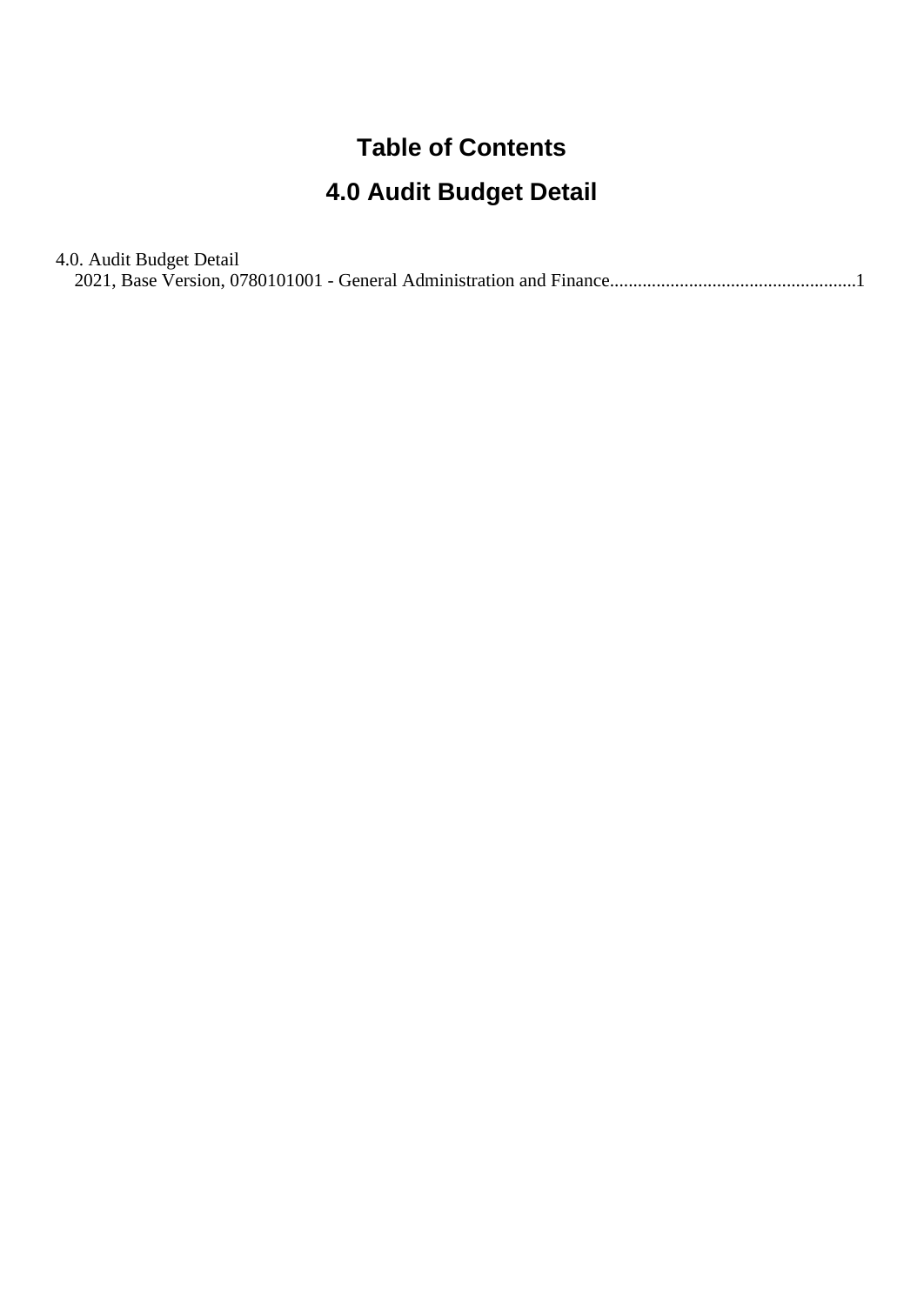# Table of Contents

## 4.0 Audit Budget Detail

4.0. Audit Budget Detail
   2021, Base Version, 0780101001 - General Administration and Finance....................................................1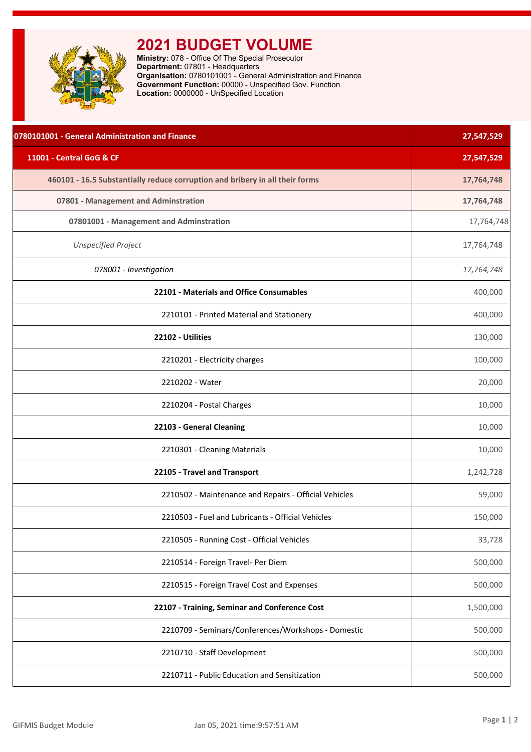# 2021 BUDGET VOLUME

**Ministry:** 078 - Office Of The Special Prosecutor
**Department:** 07801 - Headquarters
**Organisation:** 0780101001 - General Administration and Finance
**Government Function:** 00000 - Unspecified Gov. Function
**Location:** 0000000 - UnSpecified Location

| | |
|---|---|
| **0780101001 - General Administration and Finance** | **27,547,529** |
| **11001 - Central GoG & CF** | **27,547,529** |
| **460101 - 16.5 Substantially reduce corruption and bribery in all their forms** | **17,764,748** |
| **07801 - Management and Adminstration** | **17,764,748** |
| **07801001 - Management and Adminstration** | 17,764,748 |
| *Unspecified Project* | 17,764,748 |
| *078001 - Investigation* | *17,764,748* |
| **22101 - Materials and Office Consumables** | 400,000 |
| 2210101 - Printed Material and Stationery | 400,000 |
| **22102 - Utilities** | 130,000 |
| 2210201 - Electricity charges | 100,000 |
| 2210202 - Water | 20,000 |
| 2210204 - Postal Charges | 10,000 |
| **22103 - General Cleaning** | 10,000 |
| 2210301 - Cleaning Materials | 10,000 |
| **22105 - Travel and Transport** | 1,242,728 |
| 2210502 - Maintenance and Repairs - Official Vehicles | 59,000 |
| 2210503 - Fuel and Lubricants - Official Vehicles | 150,000 |
| 2210505 - Running Cost - Official Vehicles | 33,728 |
| 2210514 - Foreign Travel- Per Diem | 500,000 |
| 2210515 - Foreign Travel Cost and Expenses | 500,000 |
| **22107 - Training, Seminar and Conference Cost** | 1,500,000 |
| 2210709 - Seminars/Conferences/Workshops - Domestic | 500,000 |
| 2210710 - Staff Development | 500,000 |
| 2210711 - Public Education and Sensitization | 500,000 |

GIFMIS Budget Module Jan 05, 2021 time:9:57:51 AM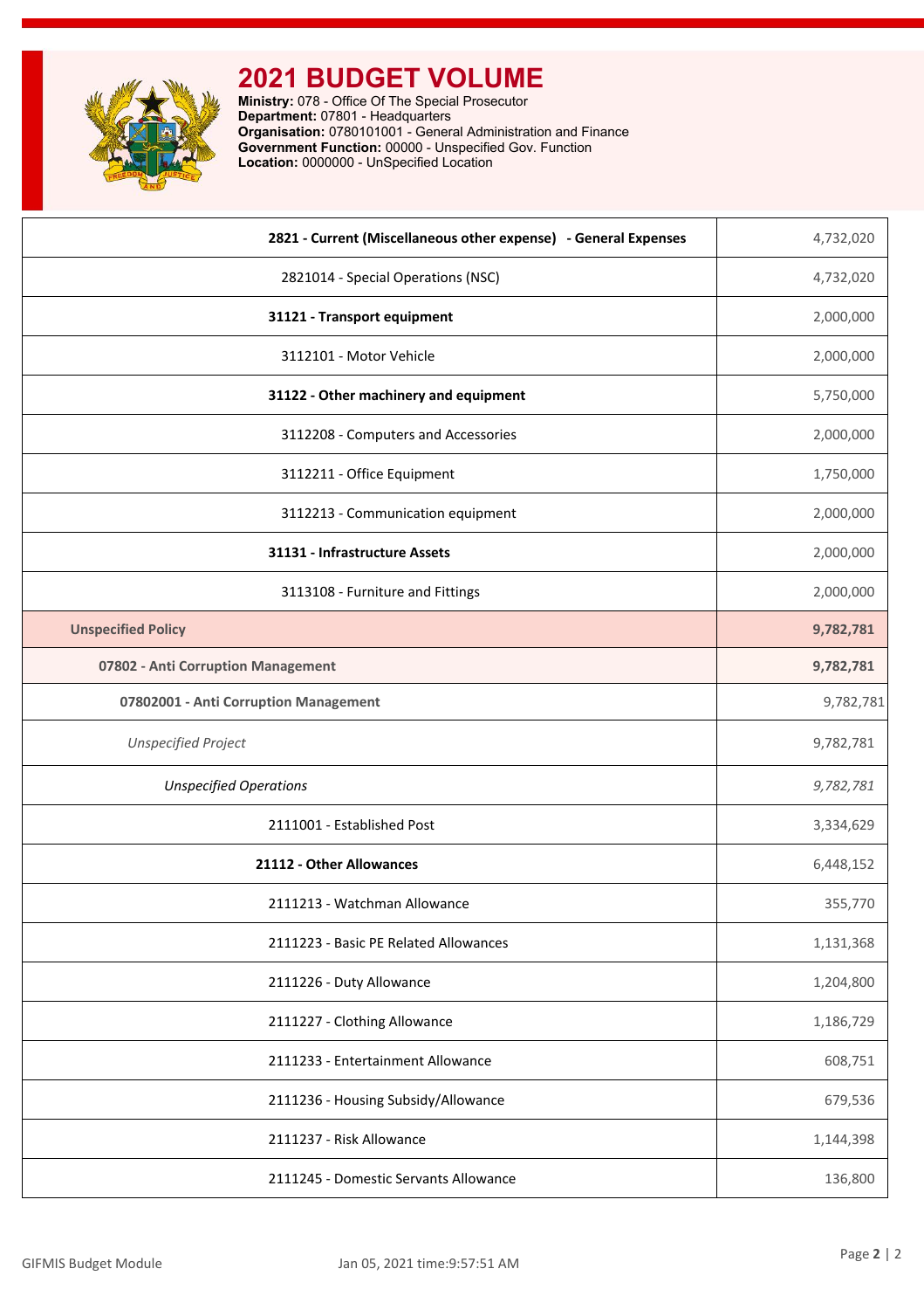# 2021 BUDGET VOLUME

**Ministry:** 078 - Office Of The Special Prosecutor
**Department:** 07801 - Headquarters
**Organisation:** 0780101001 - General Administration and Finance
**Government Function:** 00000 - Unspecified Gov. Function
**Location:** 0000000 - UnSpecified Location

| | |
|---|---|
| **2821 - Current (Miscellaneous other expense) - General Expenses** | 4,732,020 |
| 2821014 - Special Operations (NSC) | 4,732,020 |
| **31121 - Transport equipment** | 2,000,000 |
| 3112101 - Motor Vehicle | 2,000,000 |
| **31122 - Other machinery and equipment** | 5,750,000 |
| 3112208 - Computers and Accessories | 2,000,000 |
| 3112211 - Office Equipment | 1,750,000 |
| 3112213 - Communication equipment | 2,000,000 |
| **31131 - Infrastructure Assets** | 2,000,000 |
| 3113108 - Furniture and Fittings | 2,000,000 |
| **Unspecified Policy** | **9,782,781** |
| **07802 - Anti Corruption Management** | **9,782,781** |
| **07802001 - Anti Corruption Management** | 9,782,781 |
| *Unspecified Project* | 9,782,781 |
| *Unspecified Operations* | *9,782,781* |
| 2111001 - Established Post | 3,334,629 |
| **21112 - Other Allowances** | 6,448,152 |
| 2111213 - Watchman Allowance | 355,770 |
| 2111223 - Basic PE Related Allowances | 1,131,368 |
| 2111226 - Duty Allowance | 1,204,800 |
| 2111227 - Clothing Allowance | 1,186,729 |
| 2111233 - Entertainment Allowance | 608,751 |
| 2111236 - Housing Subsidy/Allowance | 679,536 |
| 2111237 - Risk Allowance | 1,144,398 |
| 2111245 - Domestic Servants Allowance | 136,800 |

GIFMIS Budget Module    Jan 05, 2021 time:9:57:51 AM